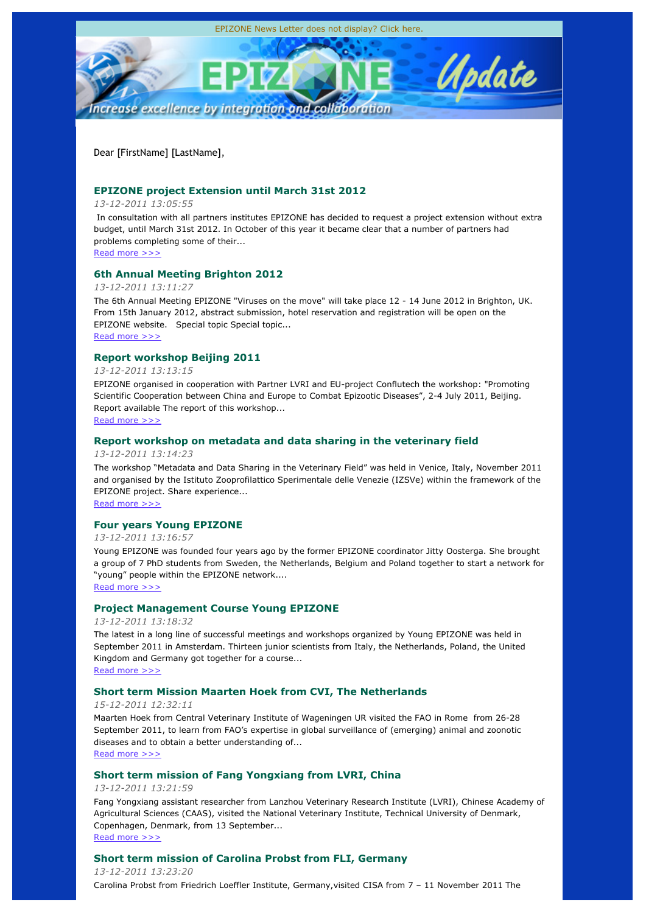EPIZONE News Letter does not display? Click here.

EPIZONE Update

Increase excellence by integration and collaboration

Dear [FirstName] [LastName],

### EPIZONE project Extension until March 31st 2012

*13-12-2011 13:05:55*

In consultation with all partners institutes EPIZONE has decided to request a project extension without extra budget, until March 31st 2012. In October of this year it became clear that a number of partners had problems completing some of their...

Read more >>>

### 6th Annual Meeting Brighton 2012

*13-12-2011 13:11:27*

The 6th Annual Meeting EPIZONE "Viruses on the move" will take place 12 - 14 June 2012 in Brighton, UK. From 15th January 2012, abstract submission, hotel reservation and registration will be open on the EPIZONE website.   Special topic Special topic...

Read more >>>

### Report workshop Beijing 2011

*13-12-2011 13:13:15*

EPIZONE organised in cooperation with Partner LVRI and EU-project Conflutech the workshop: "Promoting Scientific Cooperation between China and Europe to Combat Epizootic Diseases", 2-4 July 2011, Beijing. Report available The report of this workshop...

Read more >>>

### Report workshop on metadata and data sharing in the veterinary field

*13-12-2011 13:14:23*

The workshop "Metadata and Data Sharing in the Veterinary Field" was held in Venice, Italy, November 2011 and organised by the Istituto Zooprofilattico Sperimentale delle Venezie (IZSVe) within the framework of the EPIZONE project. Share experience...

Read more >>>

### Four years Young EPIZONE

*13-12-2011 13:16:57*

Young EPIZONE was founded four years ago by the former EPIZONE coordinator Jitty Oosterga. She brought a group of 7 PhD students from Sweden, the Netherlands, Belgium and Poland together to start a network for "young" people within the EPIZONE network....

Read more >>>

### Project Management Course Young EPIZONE

*13-12-2011 13:18:32*

The latest in a long line of successful meetings and workshops organized by Young EPIZONE was held in September 2011 in Amsterdam. Thirteen junior scientists from Italy, the Netherlands, Poland, the United Kingdom and Germany got together for a course...

Read more >>>

### Short term Mission Maarten Hoek from CVI, The Netherlands

*15-12-2011 12:32:11*

Maarten Hoek from Central Veterinary Institute of Wageningen UR visited the FAO in Rome  from 26-28 September 2011, to learn from FAO's expertise in global surveillance of (emerging) animal and zoonotic diseases and to obtain a better understanding of...

Read more >>>

### Short term mission of Fang Yongxiang from LVRI, China

*13-12-2011 13:21:59*

Fang Yongxiang assistant researcher from Lanzhou Veterinary Research Institute (LVRI), Chinese Academy of Agricultural Sciences (CAAS), visited the National Veterinary Institute, Technical University of Denmark, Copenhagen, Denmark, from 13 September...

Read more >>>

### Short term mission of Carolina Probst from FLI, Germany

*13-12-2011 13:23:20*

Carolina Probst from Friedrich Loeffler Institute, Germany,visited CISA from 7 – 11 November 2011 The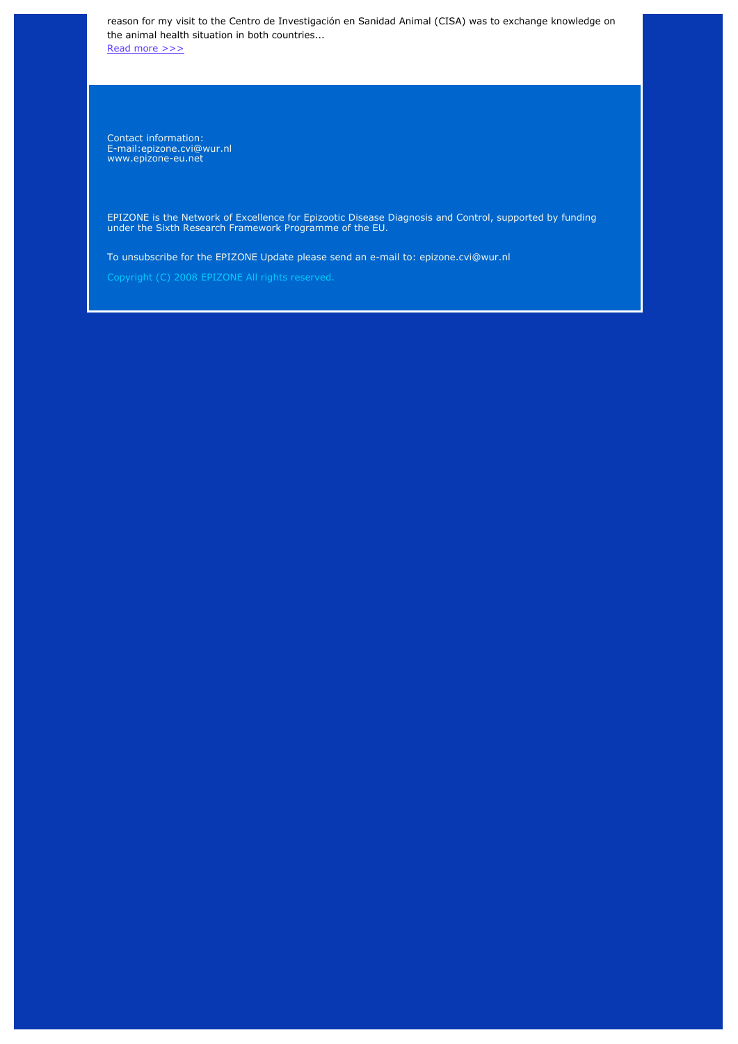reason for my visit to the Centro de Investigación en Sanidad Animal (CISA) was to exchange knowledge on the animal health situation in both countries...

Read more >>>

Contact information:
E-mail:epizone.cvi@wur.nl
www.epizone-eu.net

EPIZONE is the Network of Excellence for Epizootic Disease Diagnosis and Control, supported by funding under the Sixth Research Framework Programme of the EU.

To unsubscribe for the EPIZONE Update please send an e-mail to: epizone.cvi@wur.nl

Copyright (C) 2008 EPIZONE All rights reserved.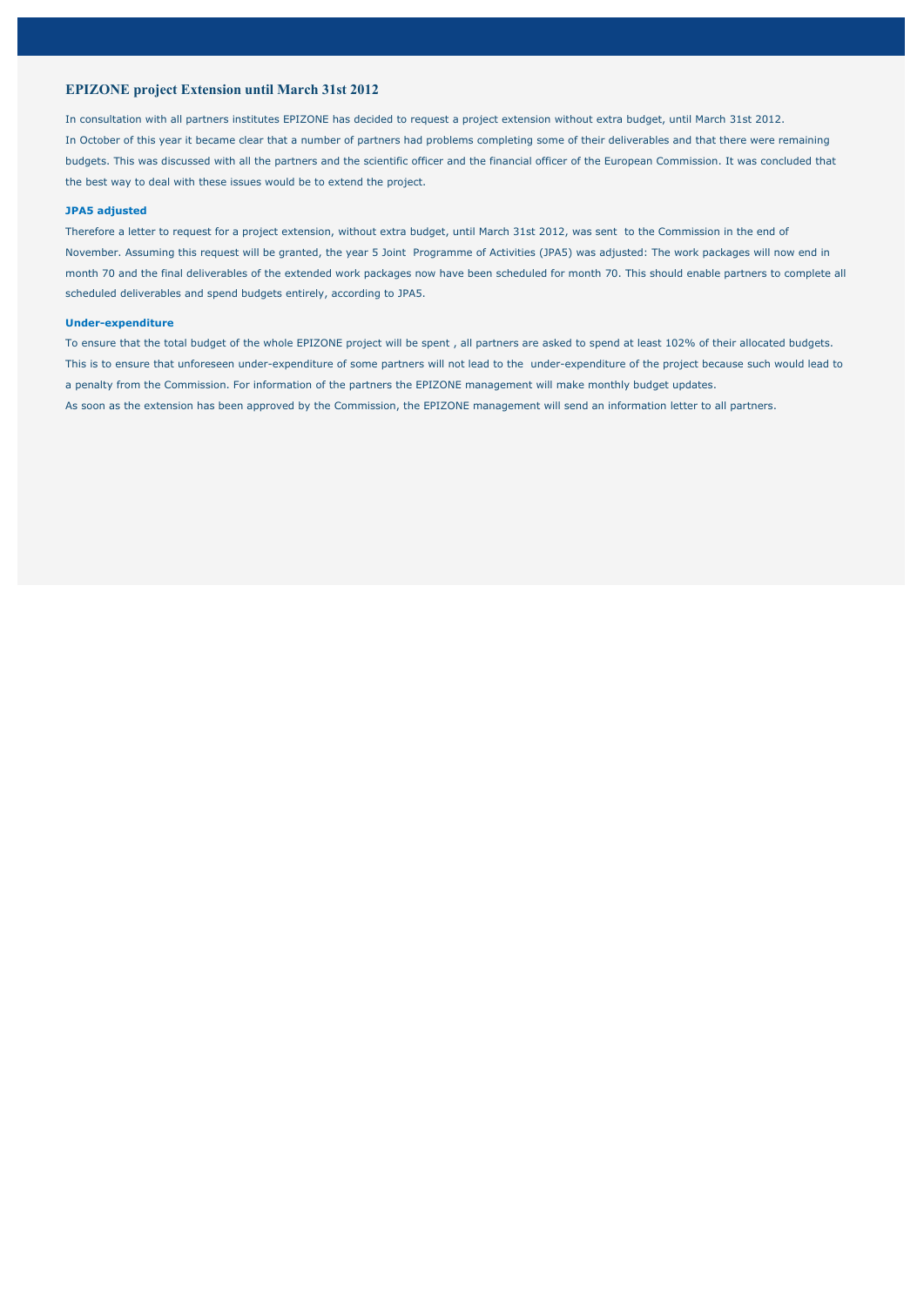## EPIZONE project Extension until March 31st 2012

In consultation with all partners institutes EPIZONE has decided to request a project extension without extra budget, until March 31st 2012.
In October of this year it became clear that a number of partners had problems completing some of their deliverables and that there were remaining budgets. This was discussed with all the partners and the scientific officer and the financial officer of the European Commission. It was concluded that the best way to deal with these issues would be to extend the project.

### JPA5 adjusted

Therefore a letter to request for a project extension, without extra budget, until March 31st 2012, was sent to the Commission in the end of November. Assuming this request will be granted, the year 5 Joint Programme of Activities (JPA5) was adjusted: The work packages will now end in month 70 and the final deliverables of the extended work packages now have been scheduled for month 70. This should enable partners to complete all scheduled deliverables and spend budgets entirely, according to JPA5.

### Under-expenditure

To ensure that the total budget of the whole EPIZONE project will be spent , all partners are asked to spend at least 102% of their allocated budgets. This is to ensure that unforeseen under-expenditure of some partners will not lead to the under-expenditure of the project because such would lead to a penalty from the Commission. For information of the partners the EPIZONE management will make monthly budget updates.
As soon as the extension has been approved by the Commission, the EPIZONE management will send an information letter to all partners.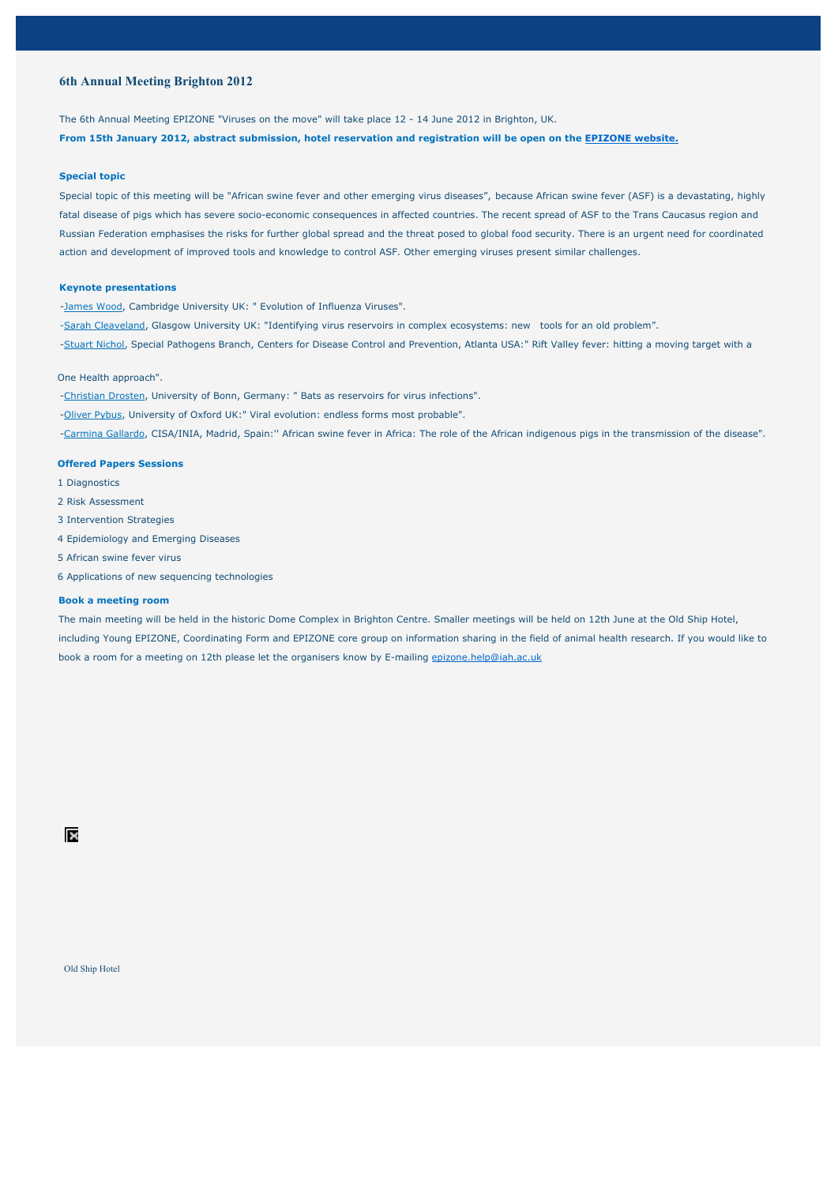## 6th Annual Meeting Brighton 2012

The 6th Annual Meeting EPIZONE "Viruses on the move" will take place 12 - 14 June 2012 in Brighton, UK.

**From 15th January 2012, abstract submission, hotel reservation and registration will be open on the EPIZONE website.**

### Special topic

Special topic of this meeting will be "African swine fever and other emerging virus diseases", because African swine fever (ASF) is a devastating, highly fatal disease of pigs which has severe socio-economic consequences in affected countries. The recent spread of ASF to the Trans Caucasus region and Russian Federation emphasises the risks for further global spread and the threat posed to global food security. There is an urgent need for coordinated action and development of improved tools and knowledge to control ASF. Other emerging viruses present similar challenges.

### Keynote presentations

-James Wood, Cambridge University UK: " Evolution of Influenza Viruses".

-Sarah Cleaveland, Glasgow University UK: "Identifying virus reservoirs in complex ecosystems: new tools for an old problem".

-Stuart Nichol, Special Pathogens Branch, Centers for Disease Control and Prevention, Atlanta USA:" Rift Valley fever: hitting a moving target with a One Health approach".

-Christian Drosten, University of Bonn, Germany: " Bats as reservoirs for virus infections".

-Oliver Pybus, University of Oxford UK:" Viral evolution: endless forms most probable".

-Carmina Gallardo, CISA/INIA, Madrid, Spain:'' African swine fever in Africa: The role of the African indigenous pigs in the transmission of the disease".

### Offered Papers Sessions

1 Diagnostics

2 Risk Assessment

3 Intervention Strategies

4 Epidemiology and Emerging Diseases

5 African swine fever virus

6 Applications of new sequencing technologies

### Book a meeting room

The main meeting will be held in the historic Dome Complex in Brighton Centre. Smaller meetings will be held on 12th June at the Old Ship Hotel, including Young EPIZONE, Coordinating Form and EPIZONE core group on information sharing in the field of animal health research. If you would like to book a room for a meeting on 12th please let the organisers know by E-mailing epizone.help@iah.ac.uk

Old Ship Hotel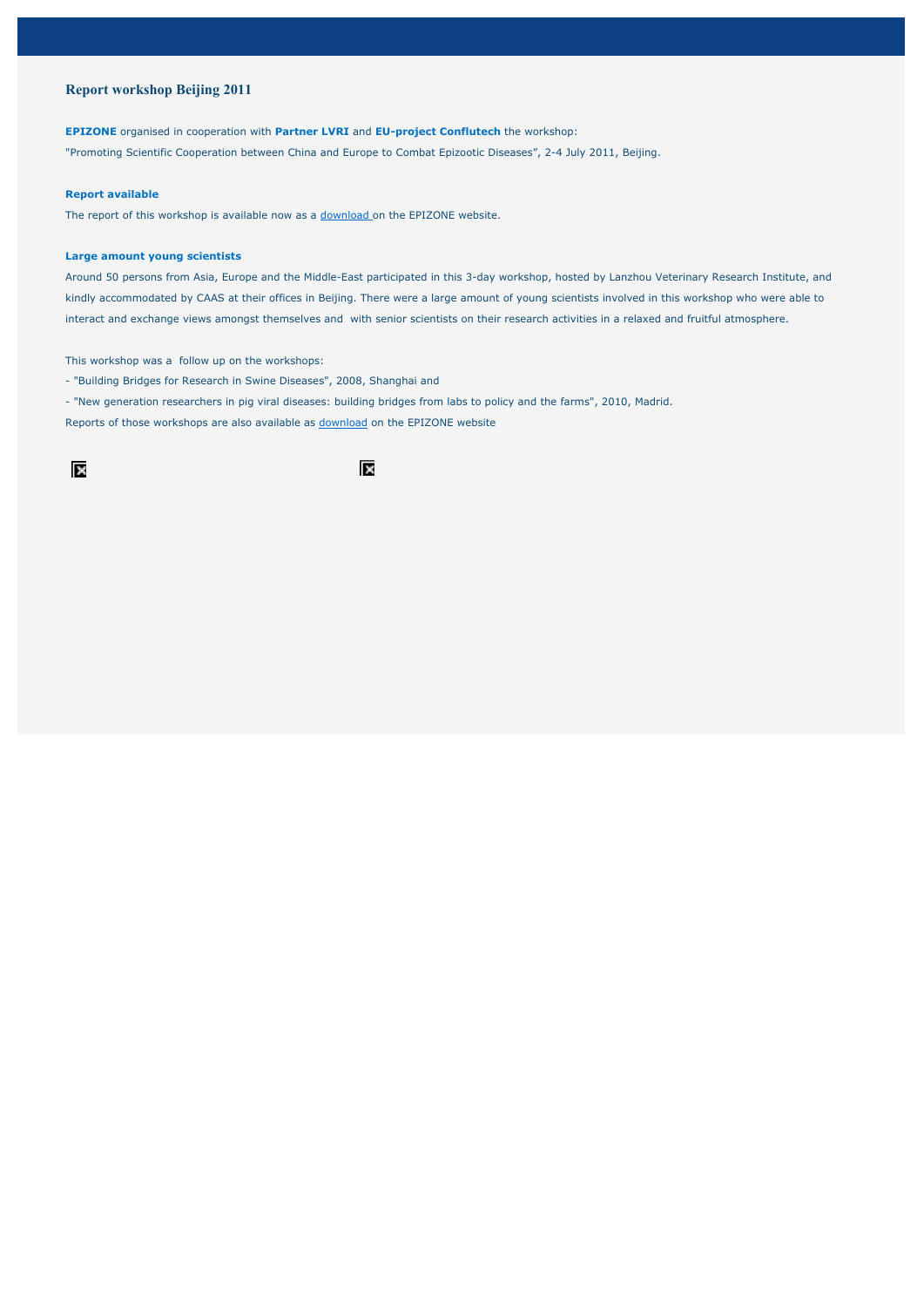## Report workshop Beijing 2011

**EPIZONE** organised in cooperation with **Partner LVRI** and **EU-project Conflutech** the workshop:
"Promoting Scientific Cooperation between China and Europe to Combat Epizootic Diseases", 2-4 July 2011, Beijing.

**Report available**

The report of this workshop is available now as a download on the EPIZONE website.

**Large amount young scientists**

Around 50 persons from Asia, Europe and the Middle-East participated in this 3-day workshop, hosted by Lanzhou Veterinary Research Institute, and kindly accommodated by CAAS at their offices in Beijing. There were a large amount of young scientists involved in this workshop who were able to interact and exchange views amongst themselves and with senior scientists on their research activities in a relaxed and fruitful atmosphere.

This workshop was a follow up on the workshops:

- "Building Bridges for Research in Swine Diseases", 2008, Shanghai and
- "New generation researchers in pig viral diseases: building bridges from labs to policy and the farms", 2010, Madrid.

Reports of those workshops are also available as download on the EPIZONE website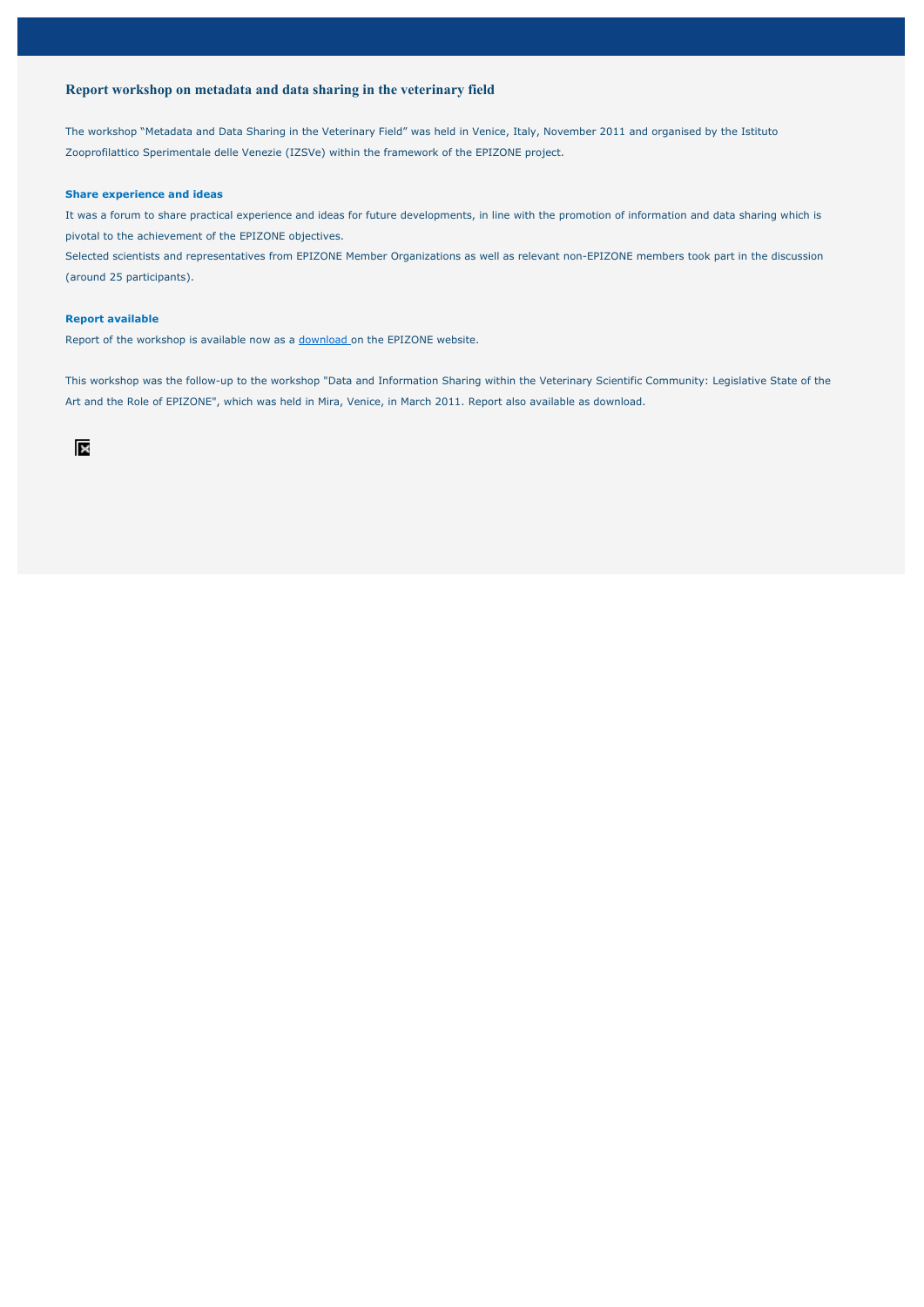## Report workshop on metadata and data sharing in the veterinary field

The workshop "Metadata and Data Sharing in the Veterinary Field" was held in Venice, Italy, November 2011 and organised by the Istituto Zooprofilattico Sperimentale delle Venezie (IZSVe) within the framework of the EPIZONE project.

### Share experience and ideas

It was a forum to share practical experience and ideas for future developments, in line with the promotion of information and data sharing which is pivotal to the achievement of the EPIZONE objectives.

Selected scientists and representatives from EPIZONE Member Organizations as well as relevant non-EPIZONE members took part in the discussion (around 25 participants).

### Report available

Report of the workshop is available now as a download on the EPIZONE website.

This workshop was the follow-up to the workshop "Data and Information Sharing within the Veterinary Scientific Community: Legislative State of the Art and the Role of EPIZONE", which was held in Mira, Venice, in March 2011. Report also available as download.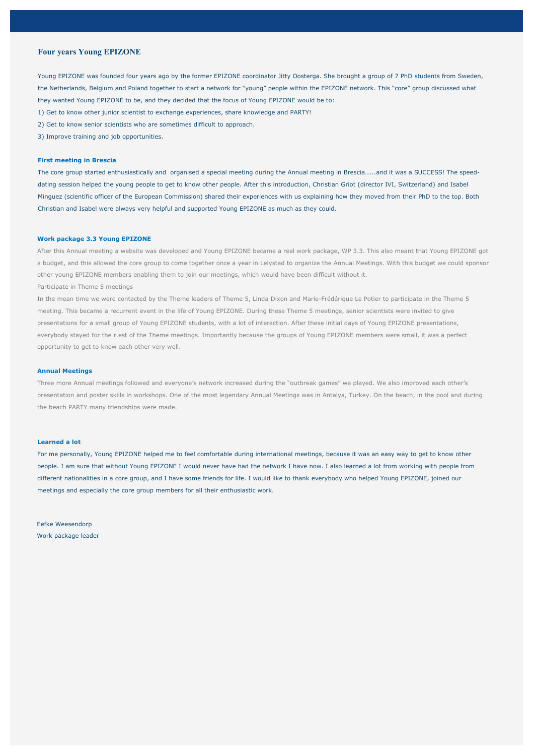# Four years Young EPIZONE

Young EPIZONE was founded four years ago by the former EPIZONE coordinator Jitty Oosterga. She brought a group of 7 PhD students from Sweden, the Netherlands, Belgium and Poland together to start a network for "young" people within the EPIZONE network. This "core" group discussed what they wanted Young EPIZONE to be, and they decided that the focus of Young EPIZONE would be to:

1) Get to know other junior scientist to exchange experiences, share knowledge and PARTY!
2) Get to know senior scientists who are sometimes difficult to approach.
3) Improve training and job opportunities.

### First meeting in Brescia

The core group started enthusiastically and organised a special meeting during the Annual meeting in Brescia…...and it was a SUCCESS! The speed-dating session helped the young people to get to know other people. After this introduction, Christian Griot (director IVI, Switzerland) and Isabel Minguez (scientific officer of the European Commission) shared their experiences with us explaining how they moved from their PhD to the top. Both Christian and Isabel were always very helpful and supported Young EPIZONE as much as they could.

### Work package 3.3 Young EPIZONE

After this Annual meeting a website was developed and Young EPIZONE became a real work package, WP 3.3. This also meant that Young EPIZONE got a budget, and this allowed the core group to come together once a year in Lelystad to organize the Annual Meetings. With this budget we could sponsor other young EPIZONE members enabling them to join our meetings, which would have been difficult without it.

Participate in Theme 5 meetings

In the mean time we were contacted by the Theme leaders of Theme 5, Linda Dixon and Marie-Frédérique Le Potier to participate in the Theme 5 meeting. This became a recurrent event in the life of Young EPIZONE. During these Theme 5 meetings, senior scientists were invited to give presentations for a small group of Young EPIZONE students, with a lot of interaction. After these initial days of Young EPIZONE presentations, everybody stayed for the r.est of the Theme meetings. Importantly because the groups of Young EPIZONE members were small, it was a perfect opportunity to get to know each other very well.

### Annual Meetings

Three more Annual meetings followed and everyone's network increased during the "outbreak games" we played. We also improved each other's presentation and poster skills in workshops. One of the most legendary Annual Meetings was in Antalya, Turkey. On the beach, in the pool and during the beach PARTY many friendships were made.

### Learned a lot

For me personally, Young EPIZONE helped me to feel comfortable during international meetings, because it was an easy way to get to know other people. I am sure that without Young EPIZONE I would never have had the network I have now. I also learned a lot from working with people from different nationalities in a core group, and I have some friends for life. I would like to thank everybody who helped Young EPIZONE, joined our meetings and especially the core group members for all their enthusiastic work.

Eefke Weesendorp
Work package leader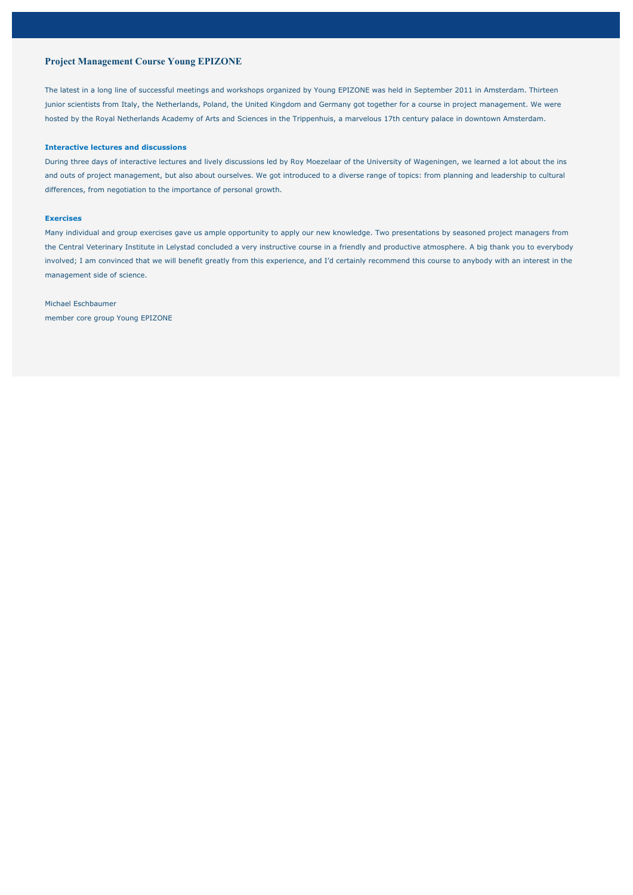## Project Management Course Young EPIZONE

The latest in a long line of successful meetings and workshops organized by Young EPIZONE was held in September 2011 in Amsterdam. Thirteen junior scientists from Italy, the Netherlands, Poland, the United Kingdom and Germany got together for a course in project management. We were hosted by the Royal Netherlands Academy of Arts and Sciences in the Trippenhuis, a marvelous 17th century palace in downtown Amsterdam.

### Interactive lectures and discussions

During three days of interactive lectures and lively discussions led by Roy Moezelaar of the University of Wageningen, we learned a lot about the ins and outs of project management, but also about ourselves. We got introduced to a diverse range of topics: from planning and leadership to cultural differences, from negotiation to the importance of personal growth.

### Exercises

Many individual and group exercises gave us ample opportunity to apply our new knowledge. Two presentations by seasoned project managers from the Central Veterinary Institute in Lelystad concluded a very instructive course in a friendly and productive atmosphere. A big thank you to everybody involved; I am convinced that we will benefit greatly from this experience, and I'd certainly recommend this course to anybody with an interest in the management side of science.

Michael Eschbaumer
member core group Young EPIZONE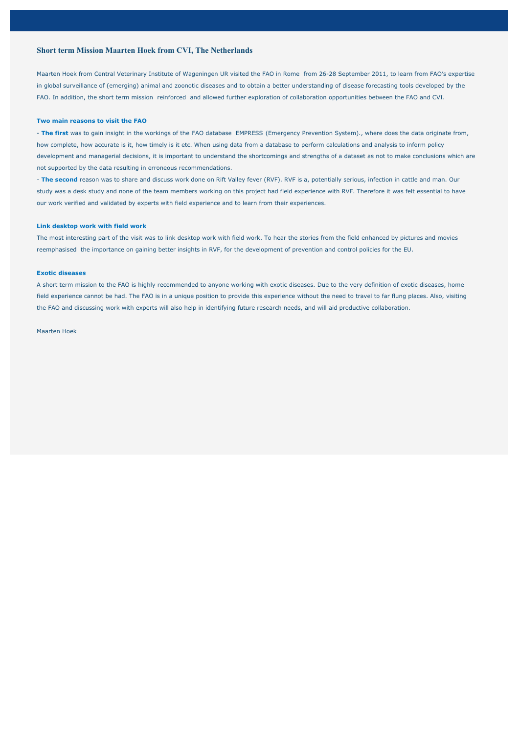## Short term Mission Maarten Hoek from CVI, The Netherlands

Maarten Hoek from Central Veterinary Institute of Wageningen UR visited the FAO in Rome from 26-28 September 2011, to learn from FAO's expertise in global surveillance of (emerging) animal and zoonotic diseases and to obtain a better understanding of disease forecasting tools developed by the FAO. In addition, the short term mission reinforced and allowed further exploration of collaboration opportunities between the FAO and CVI.

### Two main reasons to visit the FAO

- **The first** was to gain insight in the workings of the FAO database EMPRESS (Emergency Prevention System)., where does the data originate from, how complete, how accurate is it, how timely is it etc. When using data from a database to perform calculations and analysis to inform policy development and managerial decisions, it is important to understand the shortcomings and strengths of a dataset as not to make conclusions which are not supported by the data resulting in erroneous recommendations.
- **The second** reason was to share and discuss work done on Rift Valley fever (RVF). RVF is a, potentially serious, infection in cattle and man. Our study was a desk study and none of the team members working on this project had field experience with RVF. Therefore it was felt essential to have our work verified and validated by experts with field experience and to learn from their experiences.

### Link desktop work with field work

The most interesting part of the visit was to link desktop work with field work. To hear the stories from the field enhanced by pictures and movies reemphasised the importance on gaining better insights in RVF, for the development of prevention and control policies for the EU.

### Exotic diseases

A short term mission to the FAO is highly recommended to anyone working with exotic diseases. Due to the very definition of exotic diseases, home field experience cannot be had. The FAO is in a unique position to provide this experience without the need to travel to far flung places. Also, visiting the FAO and discussing work with experts will also help in identifying future research needs, and will aid productive collaboration.

Maarten Hoek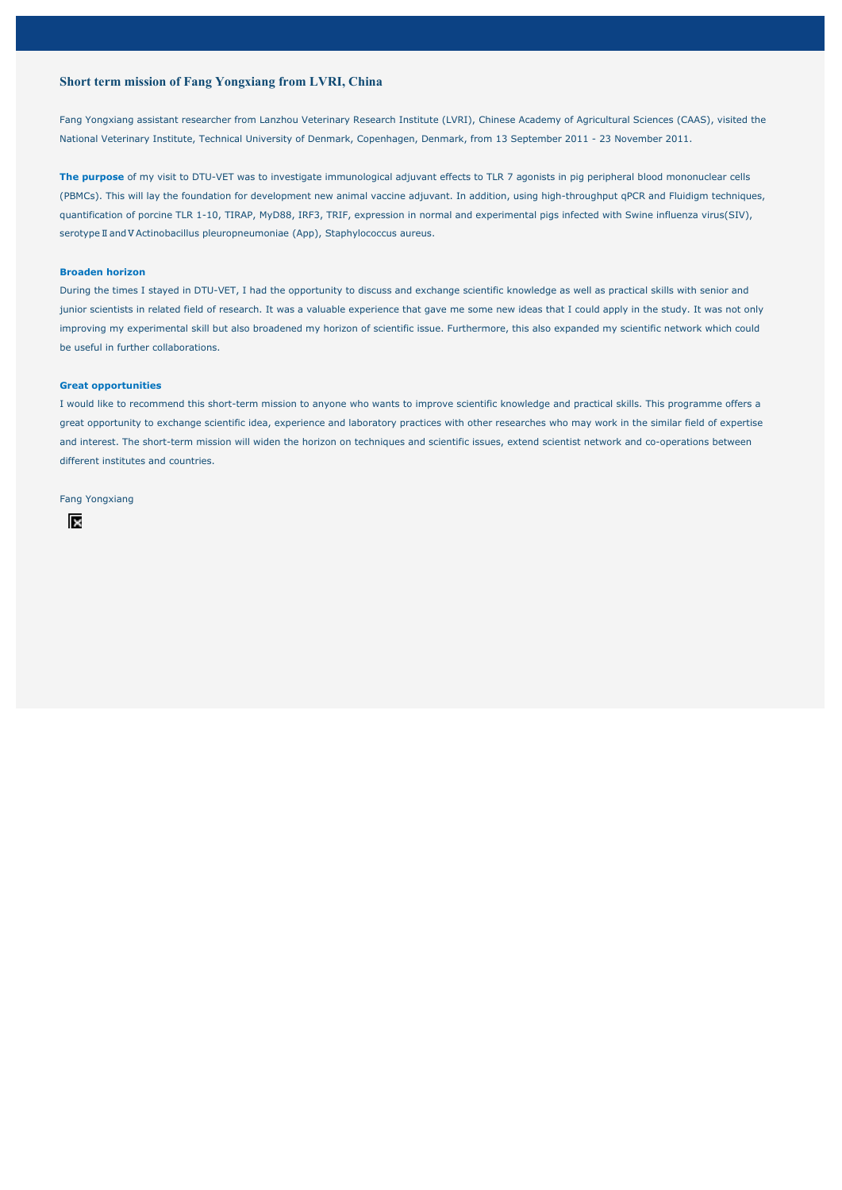## Short term mission of Fang Yongxiang from LVRI, China

Fang Yongxiang assistant researcher from Lanzhou Veterinary Research Institute (LVRI), Chinese Academy of Agricultural Sciences (CAAS), visited the National Veterinary Institute, Technical University of Denmark, Copenhagen, Denmark, from 13 September 2011 - 23 November 2011.

**The purpose** of my visit to DTU-VET was to investigate immunological adjuvant effects to TLR 7 agonists in pig peripheral blood mononuclear cells (PBMCs). This will lay the foundation for development new animal vaccine adjuvant. In addition, using high-throughput qPCR and Fluidigm techniques, quantification of porcine TLR 1-10, TIRAP, MyD88, IRF3, TRIF, expression in normal and experimental pigs infected with Swine influenza virus(SIV), serotypeⅡandⅤActinobacillus pleuropneumoniae (App), Staphylococcus aureus.

### Broaden horizon

During the times I stayed in DTU-VET, I had the opportunity to discuss and exchange scientific knowledge as well as practical skills with senior and junior scientists in related field of research. It was a valuable experience that gave me some new ideas that I could apply in the study. It was not only improving my experimental skill but also broadened my horizon of scientific issue. Furthermore, this also expanded my scientific network which could be useful in further collaborations.

### Great opportunities

I would like to recommend this short-term mission to anyone who wants to improve scientific knowledge and practical skills. This programme offers a great opportunity to exchange scientific idea, experience and laboratory practices with other researches who may work in the similar field of expertise and interest. The short-term mission will widen the horizon on techniques and scientific issues, extend scientist network and co-operations between different institutes and countries.

Fang Yongxiang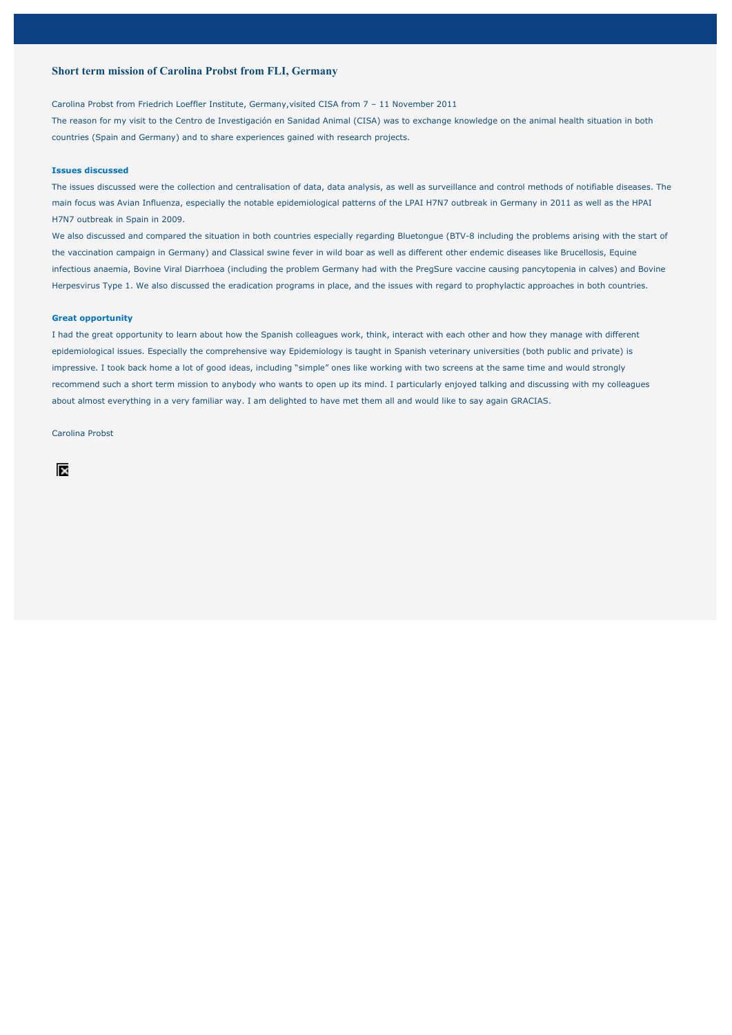## Short term mission of Carolina Probst from FLI, Germany

Carolina Probst from Friedrich Loeffler Institute, Germany,visited CISA from 7 – 11 November 2011

The reason for my visit to the Centro de Investigación en Sanidad Animal (CISA) was to exchange knowledge on the animal health situation in both countries (Spain and Germany) and to share experiences gained with research projects.

### Issues discussed

The issues discussed were the collection and centralisation of data, data analysis, as well as surveillance and control methods of notifiable diseases. The main focus was Avian Influenza, especially the notable epidemiological patterns of the LPAI H7N7 outbreak in Germany in 2011 as well as the HPAI H7N7 outbreak in Spain in 2009.

We also discussed and compared the situation in both countries especially regarding Bluetongue (BTV-8 including the problems arising with the start of the vaccination campaign in Germany) and Classical swine fever in wild boar as well as different other endemic diseases like Brucellosis, Equine infectious anaemia, Bovine Viral Diarrhoea (including the problem Germany had with the PregSure vaccine causing pancytopenia in calves) and Bovine Herpesvirus Type 1. We also discussed the eradication programs in place, and the issues with regard to prophylactic approaches in both countries.

### Great opportunity

I had the great opportunity to learn about how the Spanish colleagues work, think, interact with each other and how they manage with different epidemiological issues. Especially the comprehensive way Epidemiology is taught in Spanish veterinary universities (both public and private) is impressive. I took back home a lot of good ideas, including "simple" ones like working with two screens at the same time and would strongly recommend such a short term mission to anybody who wants to open up its mind. I particularly enjoyed talking and discussing with my colleagues about almost everything in a very familiar way. I am delighted to have met them all and would like to say again GRACIAS.

Carolina Probst